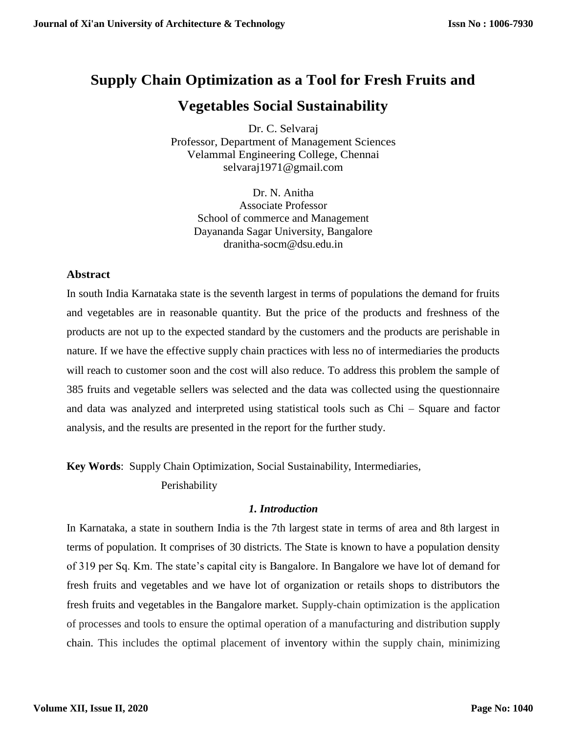# Supply Chain Optimization as a Tool for Fresh Fruits and Vegetables Social Sustainability

Dr. C. Selvaraj
Professor, Department of Management Sciences
Velammal Engineering College, Chennai
selvaraj1971@gmail.com

Dr. N. Anitha
Associate Professor
School of commerce and Management
Dayananda Sagar University, Bangalore
dranitha-socm@dsu.edu.in

## Abstract

In south India Karnataka state is the seventh largest in terms of populations the demand for fruits and vegetables are in reasonable quantity. But the price of the products and freshness of the products are not up to the expected standard by the customers and the products are perishable in nature. If we have the effective supply chain practices with less no of intermediaries the products will reach to customer soon and the cost will also reduce. To address this problem the sample of 385 fruits and vegetable sellers was selected and the data was collected using the questionnaire and data was analyzed and interpreted using statistical tools such as Chi – Square and factor analysis, and the results are presented in the report for the further study.

**Key Words**: Supply Chain Optimization, Social Sustainability, Intermediaries, Perishability

## *1. Introduction*

In Karnataka, a state in southern India is the 7th largest state in terms of area and 8th largest in terms of population. It comprises of 30 districts. The State is known to have a population density of 319 per Sq. Km. The state's capital city is Bangalore. In Bangalore we have lot of demand for fresh fruits and vegetables and we have lot of organization or retails shops to distributors the fresh fruits and vegetables in the Bangalore market. Supply-chain optimization is the application of processes and tools to ensure the optimal operation of a manufacturing and distribution supply chain. This includes the optimal placement of inventory within the supply chain, minimizing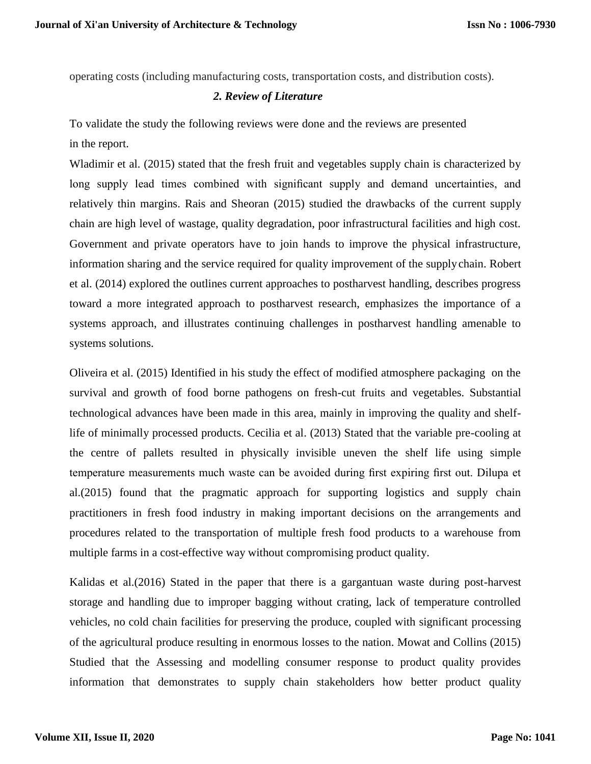operating costs (including manufacturing costs, transportation costs, and distribution costs).

## *2. Review of Literature*

To validate the study the following reviews were done and the reviews are presented in the report.

Wladimir et al. (2015) stated that the fresh fruit and vegetables supply chain is characterized by long supply lead times combined with significant supply and demand uncertainties, and relatively thin margins. Rais and Sheoran (2015) studied the drawbacks of the current supply chain are high level of wastage, quality degradation, poor infrastructural facilities and high cost. Government and private operators have to join hands to improve the physical infrastructure, information sharing and the service required for quality improvement of the supply chain. Robert et al. (2014) explored the outlines current approaches to postharvest handling, describes progress toward a more integrated approach to postharvest research, emphasizes the importance of a systems approach, and illustrates continuing challenges in postharvest handling amenable to systems solutions.

Oliveira et al. (2015) Identified in his study the effect of modified atmosphere packaging on the survival and growth of food borne pathogens on fresh-cut fruits and vegetables. Substantial technological advances have been made in this area, mainly in improving the quality and shelf-life of minimally processed products. Cecilia et al. (2013) Stated that the variable pre-cooling at the centre of pallets resulted in physically invisible uneven the shelf life using simple temperature measurements much waste can be avoided during first expiring first out. Dilupa et al.(2015) found that the pragmatic approach for supporting logistics and supply chain practitioners in fresh food industry in making important decisions on the arrangements and procedures related to the transportation of multiple fresh food products to a warehouse from multiple farms in a cost-effective way without compromising product quality.

Kalidas et al.(2016) Stated in the paper that there is a gargantuan waste during post-harvest storage and handling due to improper bagging without crating, lack of temperature controlled vehicles, no cold chain facilities for preserving the produce, coupled with significant processing of the agricultural produce resulting in enormous losses to the nation. Mowat and Collins (2015) Studied that the Assessing and modelling consumer response to product quality provides information that demonstrates to supply chain stakeholders how better product quality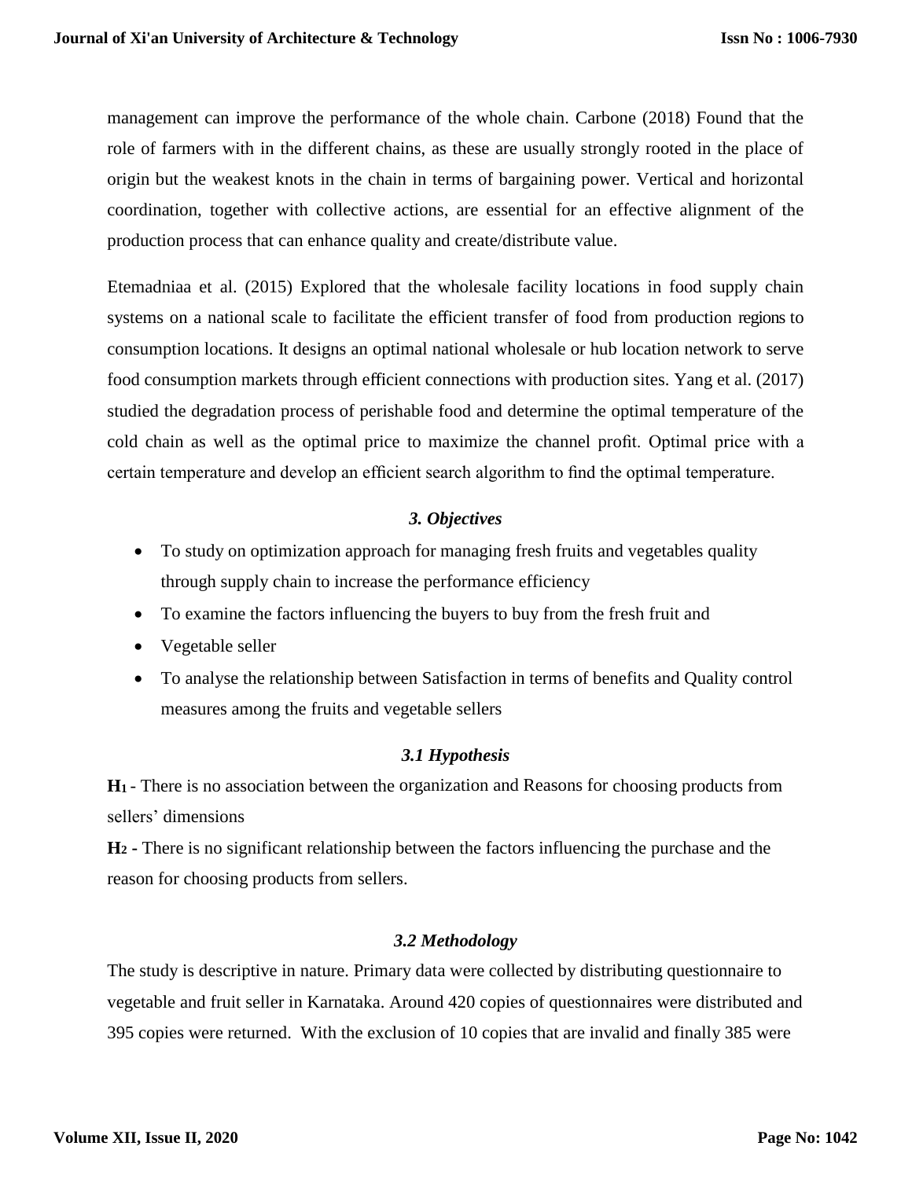management can improve the performance of the whole chain. Carbone (2018) Found that the role of farmers with in the different chains, as these are usually strongly rooted in the place of origin but the weakest knots in the chain in terms of bargaining power. Vertical and horizontal coordination, together with collective actions, are essential for an effective alignment of the production process that can enhance quality and create/distribute value.

Etemadniaa et al. (2015) Explored that the wholesale facility locations in food supply chain systems on a national scale to facilitate the efficient transfer of food from production regions to consumption locations. It designs an optimal national wholesale or hub location network to serve food consumption markets through efficient connections with production sites. Yang et al. (2017) studied the degradation process of perishable food and determine the optimal temperature of the cold chain as well as the optimal price to maximize the channel profit. Optimal price with a certain temperature and develop an efficient search algorithm to find the optimal temperature.

### *3. Objectives*

- To study on optimization approach for managing fresh fruits and vegetables quality through supply chain to increase the performance efficiency
- To examine the factors influencing the buyers to buy from the fresh fruit and
- Vegetable seller
- To analyse the relationship between Satisfaction in terms of benefits and Quality control measures among the fruits and vegetable sellers

### *3.1 Hypothesis*

**$H_1$** - There is no association between the organization and Reasons for choosing products from sellers' dimensions

**$H_2$ -** There is no significant relationship between the factors influencing the purchase and the reason for choosing products from sellers.

### *3.2 Methodology*

The study is descriptive in nature. Primary data were collected by distributing questionnaire to vegetable and fruit seller in Karnataka. Around 420 copies of questionnaires were distributed and 395 copies were returned. With the exclusion of 10 copies that are invalid and finally 385 were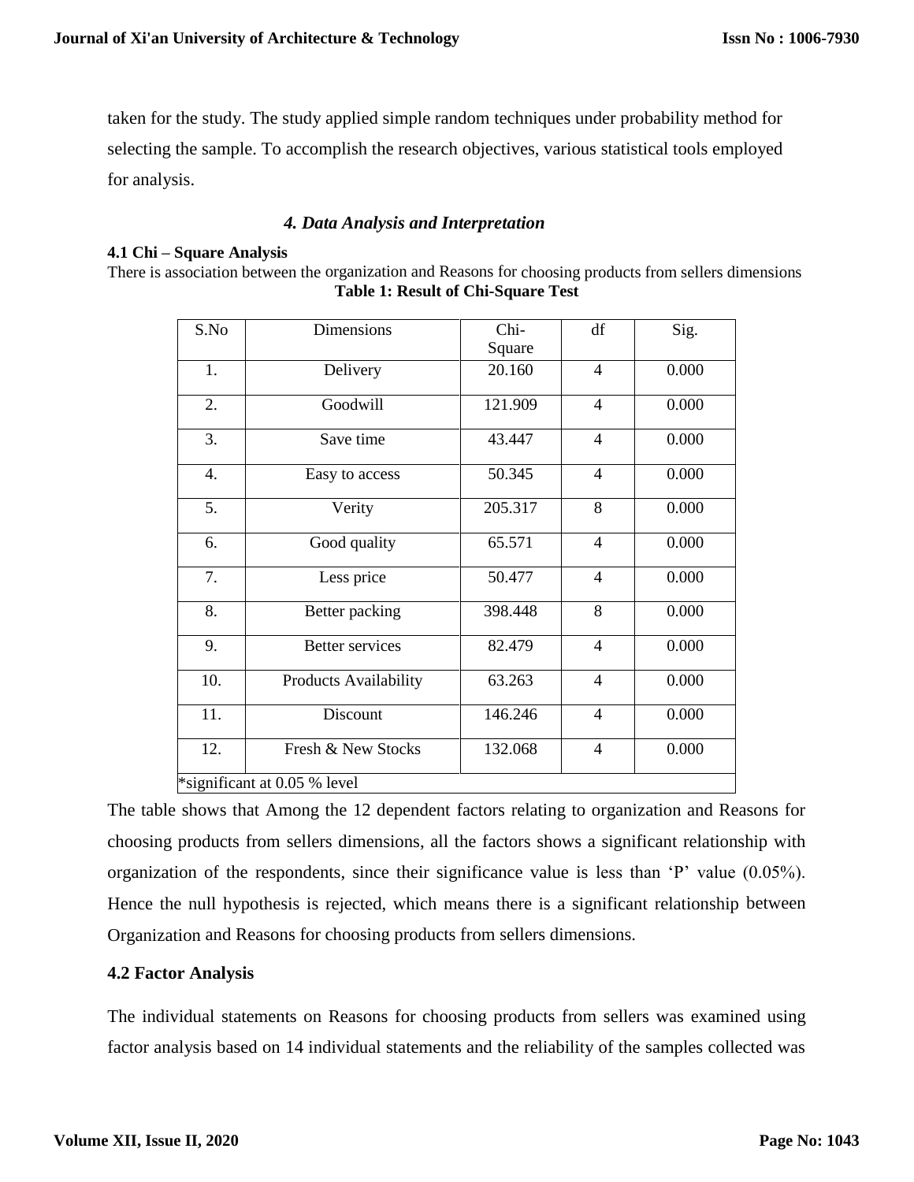taken for the study. The study applied simple random techniques under probability method for selecting the sample. To accomplish the research objectives, various statistical tools employed for analysis.

## *4. Data Analysis and Interpretation*

### 4.1 Chi – Square Analysis

There is association between the organization and Reasons for choosing products from sellers dimensions

**Table 1: Result of Chi-Square Test**

| S.No | Dimensions | Chi-Square | df | Sig. |
|---|---|---|---|---|
| 1. | Delivery | 20.160 | 4 | 0.000 |
| 2. | Goodwill | 121.909 | 4 | 0.000 |
| 3. | Save time | 43.447 | 4 | 0.000 |
| 4. | Easy to access | 50.345 | 4 | 0.000 |
| 5. | Verity | 205.317 | 8 | 0.000 |
| 6. | Good quality | 65.571 | 4 | 0.000 |
| 7. | Less price | 50.477 | 4 | 0.000 |
| 8. | Better packing | 398.448 | 8 | 0.000 |
| 9. | Better services | 82.479 | 4 | 0.000 |
| 10. | Products Availability | 63.263 | 4 | 0.000 |
| 11. | Discount | 146.246 | 4 | 0.000 |
| 12. | Fresh & New Stocks | 132.068 | 4 | 0.000 |

*significant at 0.05 % level

The table shows that Among the 12 dependent factors relating to organization and Reasons for choosing products from sellers dimensions, all the factors shows a significant relationship with organization of the respondents, since their significance value is less than 'P' value (0.05%). Hence the null hypothesis is rejected, which means there is a significant relationship between Organization and Reasons for choosing products from sellers dimensions.

### 4.2 Factor Analysis

The individual statements on Reasons for choosing products from sellers was examined using factor analysis based on 14 individual statements and the reliability of the samples collected was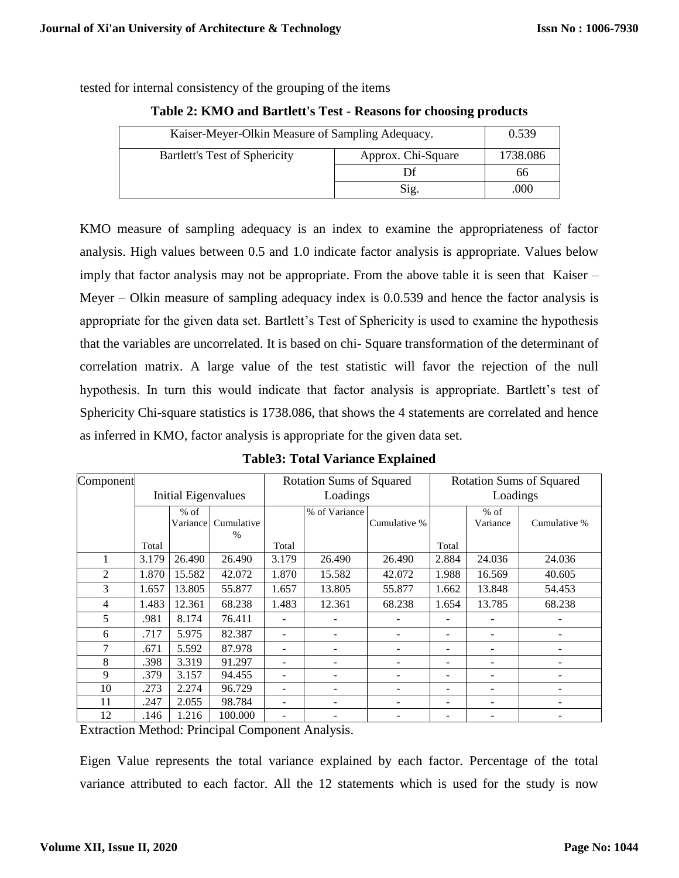tested for internal consistency of the grouping of the items

**Table 2: KMO and Bartlett's Test - Reasons for choosing products**

| Kaiser-Meyer-Olkin Measure of Sampling Adequacy. | | 0.539 |
|---|---|---|
| Bartlett's Test of Sphericity | Approx. Chi-Square | 1738.086 |
| | Df | 66 |
| | Sig. | .000 |

KMO measure of sampling adequacy is an index to examine the appropriateness of factor analysis. High values between 0.5 and 1.0 indicate factor analysis is appropriate. Values below imply that factor analysis may not be appropriate. From the above table it is seen that Kaiser – Meyer – Olkin measure of sampling adequacy index is 0.0.539 and hence the factor analysis is appropriate for the given data set. Bartlett's Test of Sphericity is used to examine the hypothesis that the variables are uncorrelated. It is based on chi- Square transformation of the determinant of correlation matrix. A large value of the test statistic will favor the rejection of the null hypothesis. In turn this would indicate that factor analysis is appropriate. Bartlett's test of Sphericity Chi-square statistics is 1738.086, that shows the 4 statements are correlated and hence as inferred in KMO, factor analysis is appropriate for the given data set.

**Table3: Total Variance Explained**

| Component | Initial Eigenvalues | | | Rotation Sums of Squared Loadings | | | Rotation Sums of Squared Loadings | | |
|---|---|---|---|---|---|---|---|---|---|
| | Total | % of Variance | Cumulative % | Total | % of Variance | Cumulative % | Total | % of Variance | Cumulative % |
| 1 | 3.179 | 26.490 | 26.490 | 3.179 | 26.490 | 26.490 | 2.884 | 24.036 | 24.036 |
| 2 | 1.870 | 15.582 | 42.072 | 1.870 | 15.582 | 42.072 | 1.988 | 16.569 | 40.605 |
| 3 | 1.657 | 13.805 | 55.877 | 1.657 | 13.805 | 55.877 | 1.662 | 13.848 | 54.453 |
| 4 | 1.483 | 12.361 | 68.238 | 1.483 | 12.361 | 68.238 | 1.654 | 13.785 | 68.238 |
| 5 | .981 | 8.174 | 76.411 | - | - | - | - | - | - |
| 6 | .717 | 5.975 | 82.387 | - | - | - | - | - | - |
| 7 | .671 | 5.592 | 87.978 | - | - | - | - | - | - |
| 8 | .398 | 3.319 | 91.297 | - | - | - | - | - | - |
| 9 | .379 | 3.157 | 94.455 | - | - | - | - | - | - |
| 10 | .273 | 2.274 | 96.729 | - | - | - | - | - | - |
| 11 | .247 | 2.055 | 98.784 | - | - | - | - | - | - |
| 12 | .146 | 1.216 | 100.000 | - | - | - | - | - | - |

Extraction Method: Principal Component Analysis.

Eigen Value represents the total variance explained by each factor. Percentage of the total variance attributed to each factor. All the 12 statements which is used for the study is now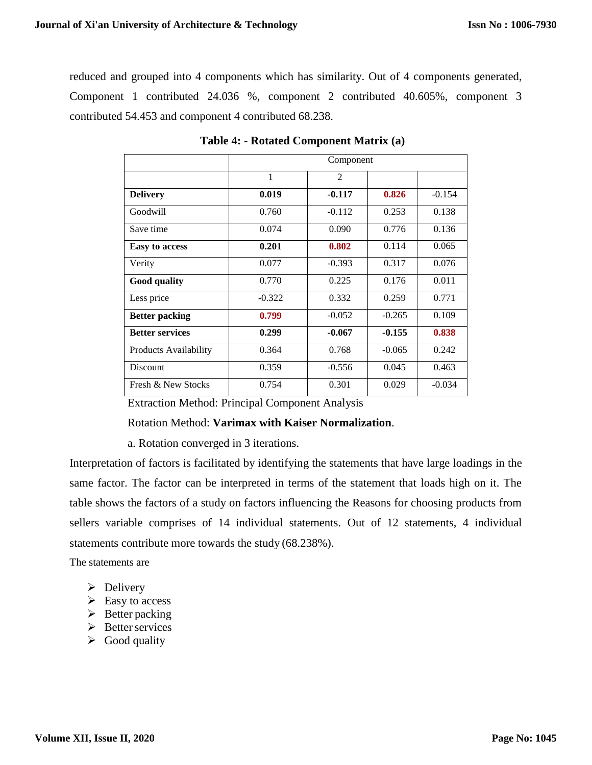reduced and grouped into 4 components which has similarity. Out of 4 components generated, Component 1 contributed 24.036 %, component 2 contributed 40.605%, component 3 contributed 54.453 and component 4 contributed 68.238.

**Table 4: - Rotated Component Matrix (a)**

| | Component | | | |
|---|---|---|---|---|
| | 1 | 2 | | |
| **Delivery** | **0.019** | **-0.117** | **0.826** | -0.154 |
| Goodwill | 0.760 | -0.112 | 0.253 | 0.138 |
| Save time | 0.074 | 0.090 | 0.776 | 0.136 |
| **Easy to access** | **0.201** | **0.802** | 0.114 | 0.065 |
| Verity | 0.077 | -0.393 | 0.317 | 0.076 |
| **Good quality** | 0.770 | 0.225 | 0.176 | 0.011 |
| Less price | -0.322 | 0.332 | 0.259 | 0.771 |
| **Better packing** | **0.799** | -0.052 | -0.265 | 0.109 |
| **Better services** | **0.299** | **-0.067** | **-0.155** | **0.838** |
| Products Availability | 0.364 | 0.768 | -0.065 | 0.242 |
| Discount | 0.359 | -0.556 | 0.045 | 0.463 |
| Fresh & New Stocks | 0.754 | 0.301 | 0.029 | -0.034 |

Extraction Method: Principal Component Analysis

Rotation Method: **Varimax with Kaiser Normalization**.

a. Rotation converged in 3 iterations.

Interpretation of factors is facilitated by identifying the statements that have large loadings in the same factor. The factor can be interpreted in terms of the statement that loads high on it. The table shows the factors of a study on factors influencing the Reasons for choosing products from sellers variable comprises of 14 individual statements. Out of 12 statements, 4 individual statements contribute more towards the study (68.238%).

The statements are

- Delivery
- Easy to access
- Better packing
- Better services
- Good quality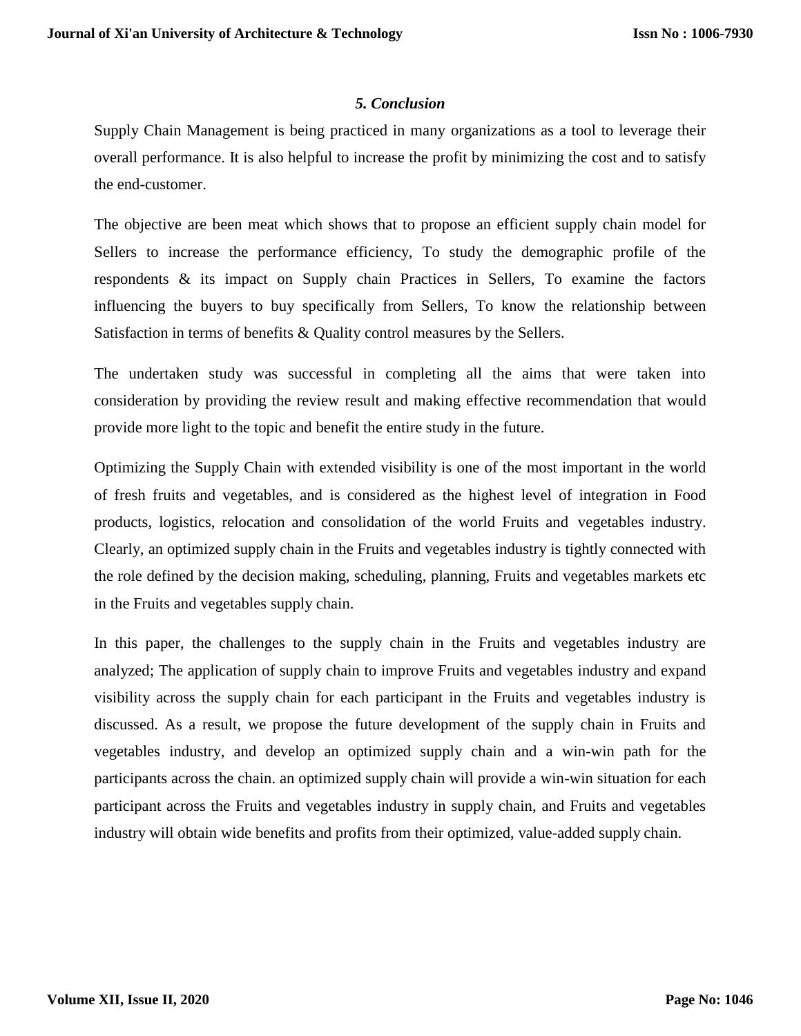## *5. Conclusion*

Supply Chain Management is being practiced in many organizations as a tool to leverage their overall performance. It is also helpful to increase the profit by minimizing the cost and to satisfy the end-customer.

The objective are been meat which shows that to propose an efficient supply chain model for Sellers to increase the performance efficiency, To study the demographic profile of the respondents & its impact on Supply chain Practices in Sellers, To examine the factors influencing the buyers to buy specifically from Sellers, To know the relationship between Satisfaction in terms of benefits & Quality control measures by the Sellers.

The undertaken study was successful in completing all the aims that were taken into consideration by providing the review result and making effective recommendation that would provide more light to the topic and benefit the entire study in the future.

Optimizing the Supply Chain with extended visibility is one of the most important in the world of fresh fruits and vegetables, and is considered as the highest level of integration in Food products, logistics, relocation and consolidation of the world Fruits and vegetables industry. Clearly, an optimized supply chain in the Fruits and vegetables industry is tightly connected with the role defined by the decision making, scheduling, planning, Fruits and vegetables markets etc in the Fruits and vegetables supply chain.

In this paper, the challenges to the supply chain in the Fruits and vegetables industry are analyzed; The application of supply chain to improve Fruits and vegetables industry and expand visibility across the supply chain for each participant in the Fruits and vegetables industry is discussed. As a result, we propose the future development of the supply chain in Fruits and vegetables industry, and develop an optimized supply chain and a win-win path for the participants across the chain. an optimized supply chain will provide a win-win situation for each participant across the Fruits and vegetables industry in supply chain, and Fruits and vegetables industry will obtain wide benefits and profits from their optimized, value-added supply chain.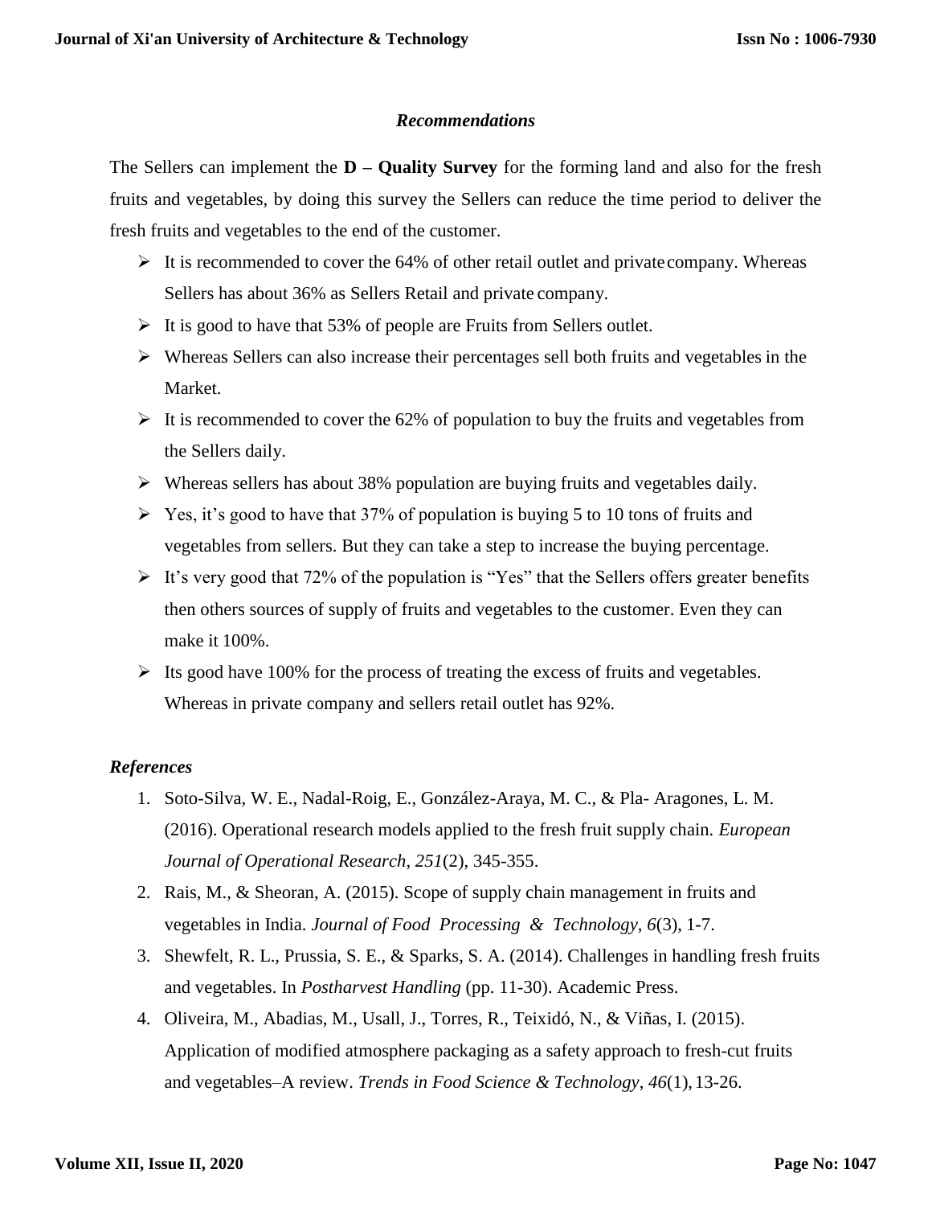### *Recommendations*

The Sellers can implement the **D – Quality Survey** for the forming land and also for the fresh fruits and vegetables, by doing this survey the Sellers can reduce the time period to deliver the fresh fruits and vegetables to the end of the customer.

- It is recommended to cover the 64% of other retail outlet and private company. Whereas Sellers has about 36% as Sellers Retail and private company.
- It is good to have that 53% of people are Fruits from Sellers outlet.
- Whereas Sellers can also increase their percentages sell both fruits and vegetables in the Market.
- It is recommended to cover the 62% of population to buy the fruits and vegetables from the Sellers daily.
- Whereas sellers has about 38% population are buying fruits and vegetables daily.
- Yes, it's good to have that 37% of population is buying 5 to 10 tons of fruits and vegetables from sellers. But they can take a step to increase the buying percentage.
- It's very good that 72% of the population is "Yes" that the Sellers offers greater benefits then others sources of supply of fruits and vegetables to the customer. Even they can make it 100%.
- Its good have 100% for the process of treating the excess of fruits and vegetables. Whereas in private company and sellers retail outlet has 92%.

### *References*

1. Soto-Silva, W. E., Nadal-Roig, E., González-Araya, M. C., & Pla- Aragones, L. M. (2016). Operational research models applied to the fresh fruit supply chain. *European Journal of Operational Research*, *251*(2), 345-355.
2. Rais, M., & Sheoran, A. (2015). Scope of supply chain management in fruits and vegetables in India. *Journal of Food Processing & Technology*, *6*(3), 1-7.
3. Shewfelt, R. L., Prussia, S. E., & Sparks, S. A. (2014). Challenges in handling fresh fruits and vegetables. In *Postharvest Handling* (pp. 11-30). Academic Press.
4. Oliveira, M., Abadias, M., Usall, J., Torres, R., Teixidó, N., & Viñas, I. (2015). Application of modified atmosphere packaging as a safety approach to fresh-cut fruits and vegetables–A review. *Trends in Food Science & Technology*, *46*(1), 13-26.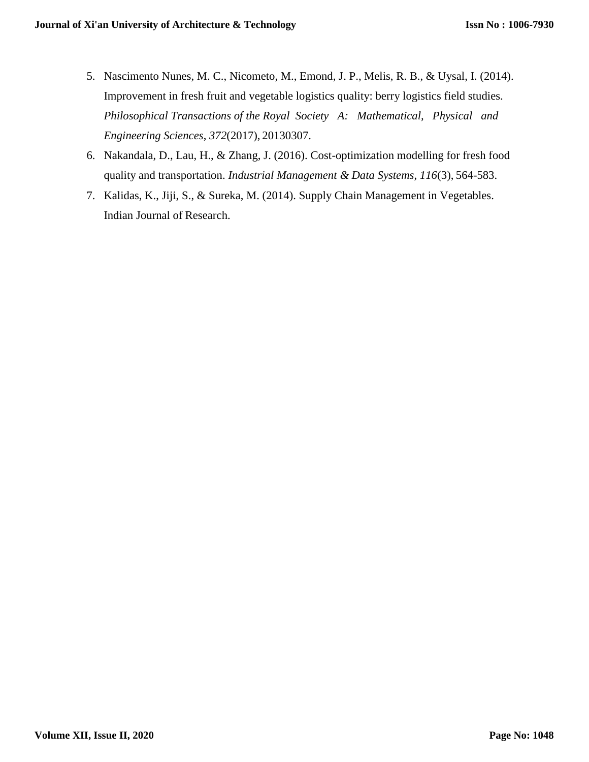5. Nascimento Nunes, M. C., Nicometo, M., Emond, J. P., Melis, R. B., & Uysal, I. (2014). Improvement in fresh fruit and vegetable logistics quality: berry logistics field studies. *Philosophical Transactions of the Royal Society A: Mathematical, Physical and Engineering Sciences*, *372*(2017), 20130307.
6. Nakandala, D., Lau, H., & Zhang, J. (2016). Cost-optimization modelling for fresh food quality and transportation. *Industrial Management & Data Systems*, *116*(3), 564-583.
7. Kalidas, K., Jiji, S., & Sureka, M. (2014). Supply Chain Management in Vegetables. Indian Journal of Research.